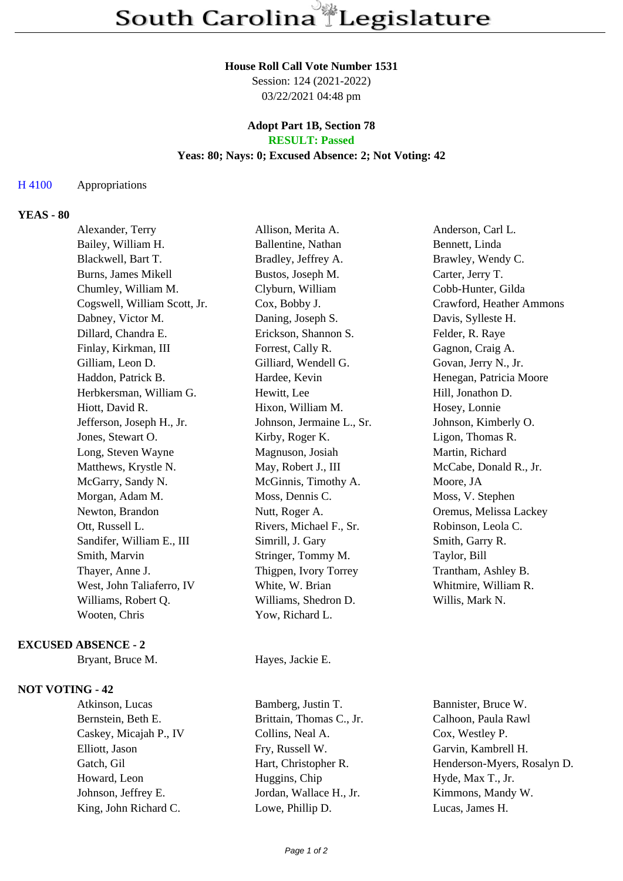# South Carolina Legislature

**House Roll Call Vote Number 1531**
Session: 124 (2021-2022)
03/22/2021 04:48 pm

**Adopt Part 1B, Section 78**
**RESULT: Passed**
**Yeas: 80; Nays: 0; Excused Absence: 2; Not Voting: 42**

H 4100 Appropriations

## YEAS - 80

| | | |
|---|---|---|
| Alexander, Terry | Allison, Merita A. | Anderson, Carl L. |
| Bailey, William H. | Ballentine, Nathan | Bennett, Linda |
| Blackwell, Bart T. | Bradley, Jeffrey A. | Brawley, Wendy C. |
| Burns, James Mikell | Bustos, Joseph M. | Carter, Jerry T. |
| Chumley, William M. | Clyburn, William | Cobb-Hunter, Gilda |
| Cogswell, William Scott, Jr. | Cox, Bobby J. | Crawford, Heather Ammons |
| Dabney, Victor M. | Daning, Joseph S. | Davis, Sylleste H. |
| Dillard, Chandra E. | Erickson, Shannon S. | Felder, R. Raye |
| Finlay, Kirkman, III | Forrest, Cally R. | Gagnon, Craig A. |
| Gilliam, Leon D. | Gilliard, Wendell G. | Govan, Jerry N., Jr. |
| Haddon, Patrick B. | Hardee, Kevin | Henegan, Patricia Moore |
| Herbkersman, William G. | Hewitt, Lee | Hill, Jonathon D. |
| Hiott, David R. | Hixon, William M. | Hosey, Lonnie |
| Jefferson, Joseph H., Jr. | Johnson, Jermaine L., Sr. | Johnson, Kimberly O. |
| Jones, Stewart O. | Kirby, Roger K. | Ligon, Thomas R. |
| Long, Steven Wayne | Magnuson, Josiah | Martin, Richard |
| Matthews, Krystle N. | May, Robert J., III | McCabe, Donald R., Jr. |
| McGarry, Sandy N. | McGinnis, Timothy A. | Moore, JA |
| Morgan, Adam M. | Moss, Dennis C. | Moss, V. Stephen |
| Newton, Brandon | Nutt, Roger A. | Oremus, Melissa Lackey |
| Ott, Russell L. | Rivers, Michael F., Sr. | Robinson, Leola C. |
| Sandifer, William E., III | Simrill, J. Gary | Smith, Garry R. |
| Smith, Marvin | Stringer, Tommy M. | Taylor, Bill |
| Thayer, Anne J. | Thigpen, Ivory Torrey | Trantham, Ashley B. |
| West, John Taliaferro, IV | White, W. Brian | Whitmire, William R. |
| Williams, Robert Q. | Williams, Shedron D. | Willis, Mark N. |
| Wooten, Chris | Yow, Richard L. | |

## EXCUSED ABSENCE - 2

| | |
|---|---|
| Bryant, Bruce M. | Hayes, Jackie E. |

## NOT VOTING - 42

| | | |
|---|---|---|
| Atkinson, Lucas | Bamberg, Justin T. | Bannister, Bruce W. |
| Bernstein, Beth E. | Brittain, Thomas C., Jr. | Calhoon, Paula Rawl |
| Caskey, Micajah P., IV | Collins, Neal A. | Cox, Westley P. |
| Elliott, Jason | Fry, Russell W. | Garvin, Kambrell H. |
| Gatch, Gil | Hart, Christopher R. | Henderson-Myers, Rosalyn D. |
| Howard, Leon | Huggins, Chip | Hyde, Max T., Jr. |
| Johnson, Jeffrey E. | Jordan, Wallace H., Jr. | Kimmons, Mandy W. |
| King, John Richard C. | Lowe, Phillip D. | Lucas, James H. |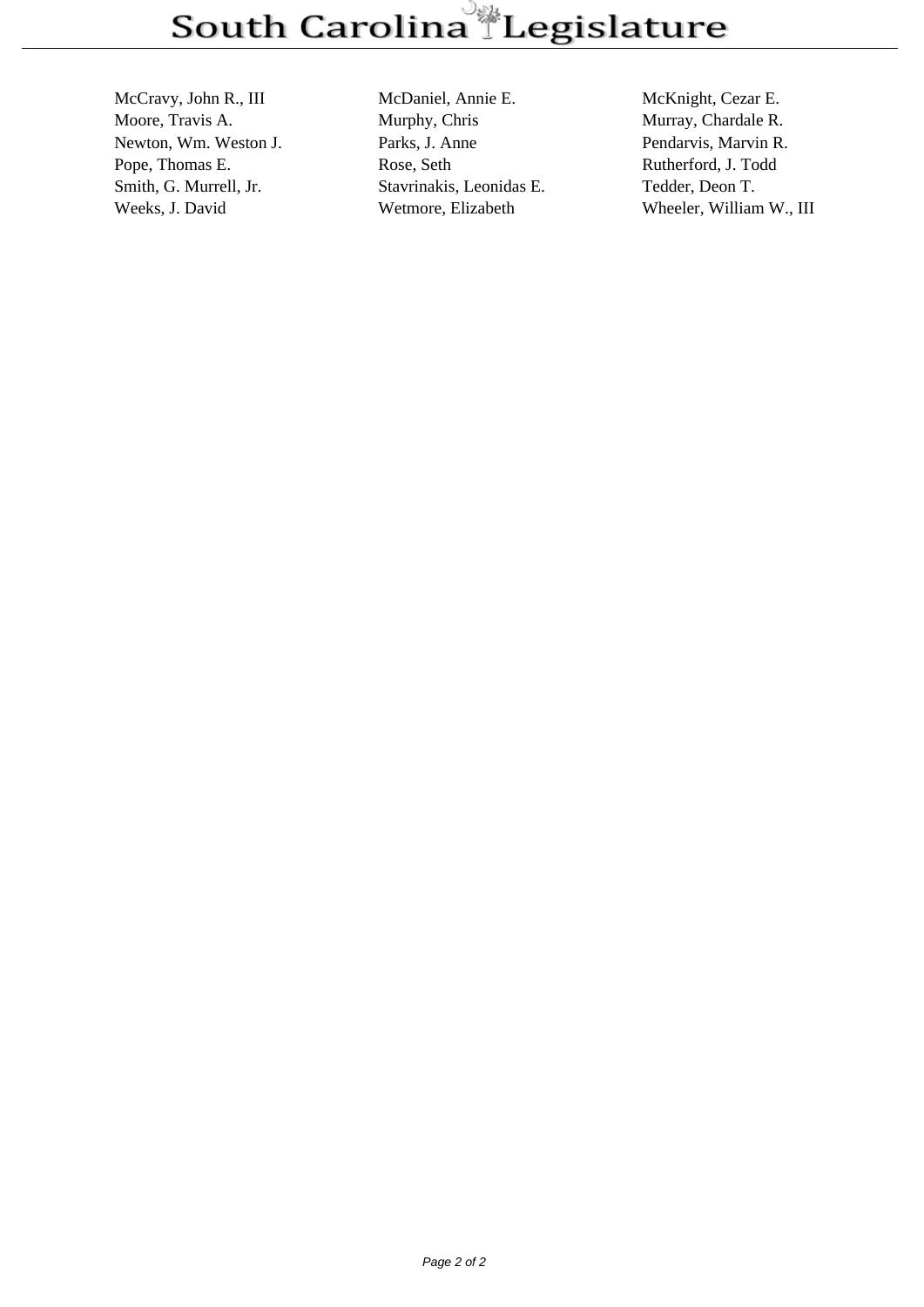| | | |
|---|---|---|
| McCravy, John R., III | McDaniel, Annie E. | McKnight, Cezar E. |
| Moore, Travis A. | Murphy, Chris | Murray, Chardale R. |
| Newton, Wm. Weston J. | Parks, J. Anne | Pendarvis, Marvin R. |
| Pope, Thomas E. | Rose, Seth | Rutherford, J. Todd |
| Smith, G. Murrell, Jr. | Stavrinakis, Leonidas E. | Tedder, Deon T. |
| Weeks, J. David | Wetmore, Elizabeth | Wheeler, William W., III |